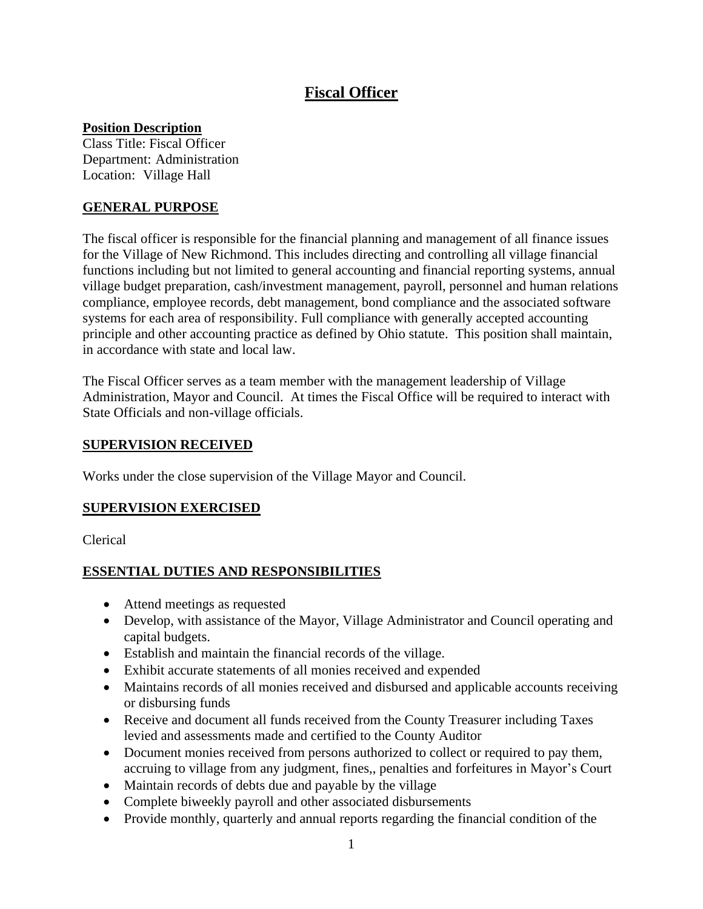# Fiscal Officer

**Position Description**
Class Title: Fiscal Officer
Department: Administration
Location: Village Hall

## GENERAL PURPOSE

The fiscal officer is responsible for the financial planning and management of all finance issues for the Village of New Richmond. This includes directing and controlling all village financial functions including but not limited to general accounting and financial reporting systems, annual village budget preparation, cash/investment management, payroll, personnel and human relations compliance, employee records, debt management, bond compliance and the associated software systems for each area of responsibility. Full compliance with generally accepted accounting principle and other accounting practice as defined by Ohio statute. This position shall maintain, in accordance with state and local law.

The Fiscal Officer serves as a team member with the management leadership of Village Administration, Mayor and Council. At times the Fiscal Office will be required to interact with State Officials and non-village officials.

## SUPERVISION RECEIVED

Works under the close supervision of the Village Mayor and Council.

## SUPERVISION EXERCISED

Clerical

## ESSENTIAL DUTIES AND RESPONSIBILITIES

- Attend meetings as requested
- Develop, with assistance of the Mayor, Village Administrator and Council operating and capital budgets.
- Establish and maintain the financial records of the village.
- Exhibit accurate statements of all monies received and expended
- Maintains records of all monies received and disbursed and applicable accounts receiving or disbursing funds
- Receive and document all funds received from the County Treasurer including Taxes levied and assessments made and certified to the County Auditor
- Document monies received from persons authorized to collect or required to pay them, accruing to village from any judgment, fines,, penalties and forfeitures in Mayor's Court
- Maintain records of debts due and payable by the village
- Complete biweekly payroll and other associated disbursements
- Provide monthly, quarterly and annual reports regarding the financial condition of the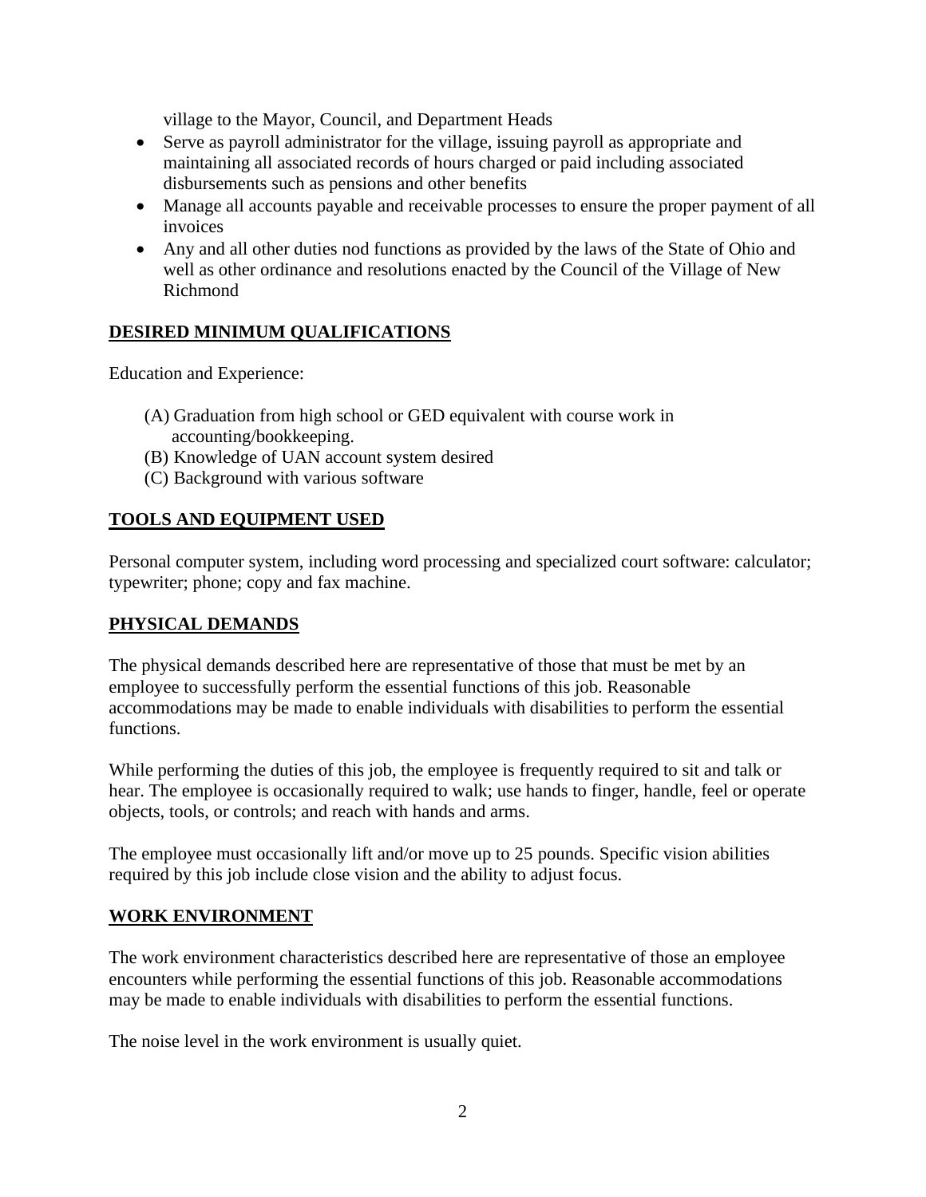village to the Mayor, Council, and Department Heads

- Serve as payroll administrator for the village, issuing payroll as appropriate and maintaining all associated records of hours charged or paid including associated disbursements such as pensions and other benefits
- Manage all accounts payable and receivable processes to ensure the proper payment of all invoices
- Any and all other duties nod functions as provided by the laws of the State of Ohio and well as other ordinance and resolutions enacted by the Council of the Village of New Richmond

## DESIRED MINIMUM QUALIFICATIONS

Education and Experience:

(A) Graduation from high school or GED equivalent with course work in accounting/bookkeeping.
(B) Knowledge of UAN account system desired
(C) Background with various software

## TOOLS AND EQUIPMENT USED

Personal computer system, including word processing and specialized court software: calculator; typewriter; phone; copy and fax machine.

## PHYSICAL DEMANDS

The physical demands described here are representative of those that must be met by an employee to successfully perform the essential functions of this job. Reasonable accommodations may be made to enable individuals with disabilities to perform the essential functions.

While performing the duties of this job, the employee is frequently required to sit and talk or hear. The employee is occasionally required to walk; use hands to finger, handle, feel or operate objects, tools, or controls; and reach with hands and arms.

The employee must occasionally lift and/or move up to 25 pounds. Specific vision abilities required by this job include close vision and the ability to adjust focus.

## WORK ENVIRONMENT

The work environment characteristics described here are representative of those an employee encounters while performing the essential functions of this job. Reasonable accommodations may be made to enable individuals with disabilities to perform the essential functions.

The noise level in the work environment is usually quiet.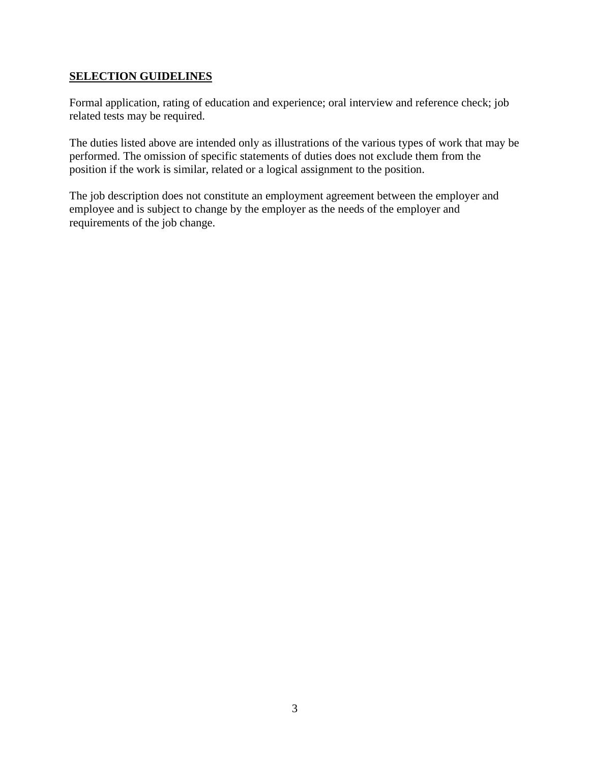## SELECTION GUIDELINES

Formal application, rating of education and experience; oral interview and reference check; job related tests may be required.

The duties listed above are intended only as illustrations of the various types of work that may be performed. The omission of specific statements of duties does not exclude them from the position if the work is similar, related or a logical assignment to the position.

The job description does not constitute an employment agreement between the employer and employee and is subject to change by the employer as the needs of the employer and requirements of the job change.